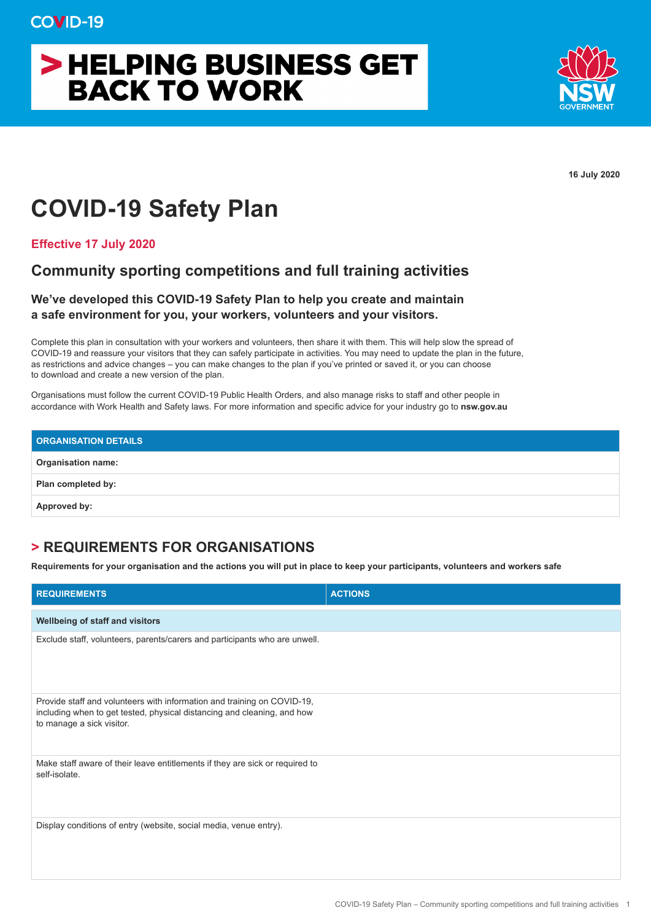COVID-19

# > HELPING BUSINESS GET BACK TO WORK

NSW GOVERNMENT

16 July 2020

# COVID-19 Safety Plan

**Effective 17 July 2020**

## Community sporting competitions and full training activities

### We've developed this COVID-19 Safety Plan to help you create and maintain a safe environment for you, your workers, volunteers and your visitors.

Complete this plan in consultation with your workers and volunteers, then share it with them. This will help slow the spread of COVID-19 and reassure your visitors that they can safely participate in activities. You may need to update the plan in the future, as restrictions and advice changes – you can make changes to the plan if you've printed or saved it, or you can choose to download and create a new version of the plan.

Organisations must follow the current COVID-19 Public Health Orders, and also manage risks to staff and other people in accordance with Work Health and Safety laws. For more information and specific advice for your industry go to **nsw.gov.au**

| ORGANISATION DETAILS |
|---|
| **Organisation name:** |
| **Plan completed by:** |
| **Approved by:** |

## > REQUIREMENTS FOR ORGANISATIONS

**Requirements for your organisation and the actions you will put in place to keep your participants, volunteers and workers safe**

| REQUIREMENTS | ACTIONS |
|---|---|
| **Wellbeing of staff and visitors** | |
| Exclude staff, volunteers, parents/carers and participants who are unwell. | |
| Provide staff and volunteers with information and training on COVID-19, including when to get tested, physical distancing and cleaning, and how to manage a sick visitor. | |
| Make staff aware of their leave entitlements if they are sick or required to self-isolate. | |
| Display conditions of entry (website, social media, venue entry). | |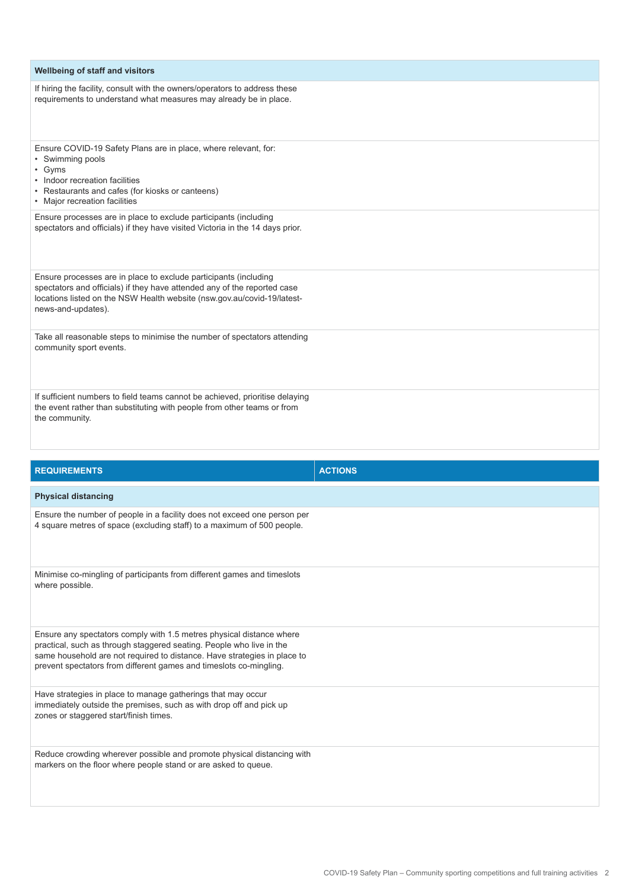| REQUIREMENTS | ACTIONS |
| --- | --- |
| **Wellbeing of staff and visitors** | |
| If hiring the facility, consult with the owners/operators to address these requirements to understand what measures may already be in place. | |
| Ensure COVID-19 Safety Plans are in place, where relevant, for:<br>• Swimming pools<br>• Gyms<br>• Indoor recreation facilities<br>• Restaurants and cafes (for kiosks or canteens)<br>• Major recreation facilities | |
| Ensure processes are in place to exclude participants (including spectators and officials) if they have visited Victoria in the 14 days prior. | |
| Ensure processes are in place to exclude participants (including spectators and officials) if they have attended any of the reported case locations listed on the NSW Health website (nsw.gov.au/covid-19/latest-news-and-updates). | |
| Take all reasonable steps to minimise the number of spectators attending community sport events. | |
| If sufficient numbers to field teams cannot be achieved, prioritise delaying the event rather than substituting with people from other teams or from the community. | |

| REQUIREMENTS | ACTIONS |
| --- | --- |
| **Physical distancing** | |
| Ensure the number of people in a facility does not exceed one person per 4 square metres of space (excluding staff) to a maximum of 500 people. | |
| Minimise co-mingling of participants from different games and timeslots where possible. | |
| Ensure any spectators comply with 1.5 metres physical distance where practical, such as through staggered seating. People who live in the same household are not required to distance. Have strategies in place to prevent spectators from different games and timeslots co-mingling. | |
| Have strategies in place to manage gatherings that may occur immediately outside the premises, such as with drop off and pick up zones or staggered start/finish times. | |
| Reduce crowding wherever possible and promote physical distancing with markers on the floor where people stand or are asked to queue. | |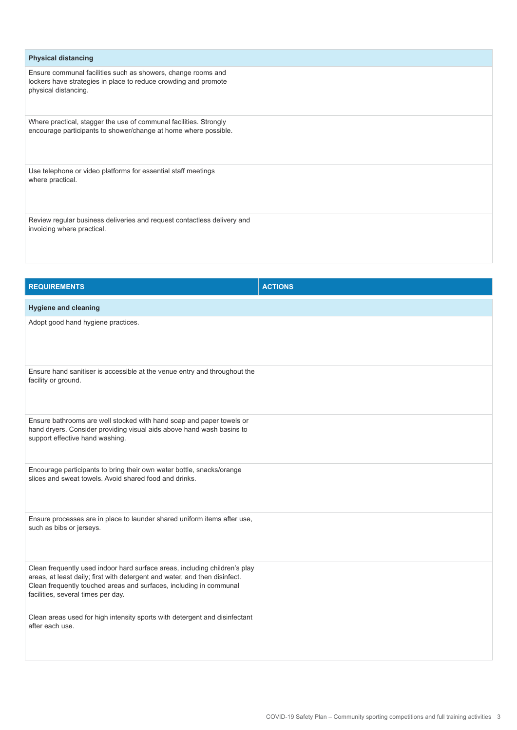| Physical distancing | |
| --- | --- |
| Ensure communal facilities such as showers, change rooms and lockers have strategies in place to reduce crowding and promote physical distancing. | |
| Where practical, stagger the use of communal facilities. Strongly encourage participants to shower/change at home where possible. | |
| Use telephone or video platforms for essential staff meetings where practical. | |
| Review regular business deliveries and request contactless delivery and invoicing where practical. | |

| REQUIREMENTS | ACTIONS |
| --- | --- |
| **Hygiene and cleaning** | |
| Adopt good hand hygiene practices. | |
| Ensure hand sanitiser is accessible at the venue entry and throughout the facility or ground. | |
| Ensure bathrooms are well stocked with hand soap and paper towels or hand dryers. Consider providing visual aids above hand wash basins to support effective hand washing. | |
| Encourage participants to bring their own water bottle, snacks/orange slices and sweat towels. Avoid shared food and drinks. | |
| Ensure processes are in place to launder shared uniform items after use, such as bibs or jerseys. | |
| Clean frequently used indoor hard surface areas, including children's play areas, at least daily; first with detergent and water, and then disinfect. Clean frequently touched areas and surfaces, including in communal facilities, several times per day. | |
| Clean areas used for high intensity sports with detergent and disinfectant after each use. | |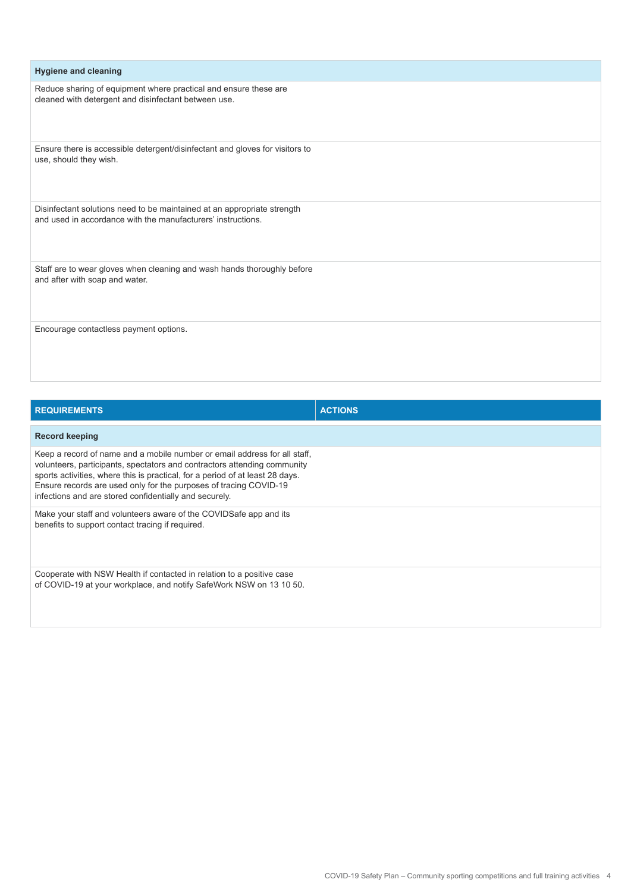| Hygiene and cleaning | |
|---|---|
| Reduce sharing of equipment where practical and ensure these are cleaned with detergent and disinfectant between use. | |
| Ensure there is accessible detergent/disinfectant and gloves for visitors to use, should they wish. | |
| Disinfectant solutions need to be maintained at an appropriate strength and used in accordance with the manufacturers' instructions. | |
| Staff are to wear gloves when cleaning and wash hands thoroughly before and after with soap and water. | |
| Encourage contactless payment options. | |

| REQUIREMENTS | ACTIONS |
|---|---|
| **Record keeping** | |
| Keep a record of name and a mobile number or email address for all staff, volunteers, participants, spectators and contractors attending community sports activities, where this is practical, for a period of at least 28 days. Ensure records are used only for the purposes of tracing COVID-19 infections and are stored confidentially and securely. | |
| Make your staff and volunteers aware of the COVIDSafe app and its benefits to support contact tracing if required. | |
| Cooperate with NSW Health if contacted in relation to a positive case of COVID-19 at your workplace, and notify SafeWork NSW on 13 10 50. | |